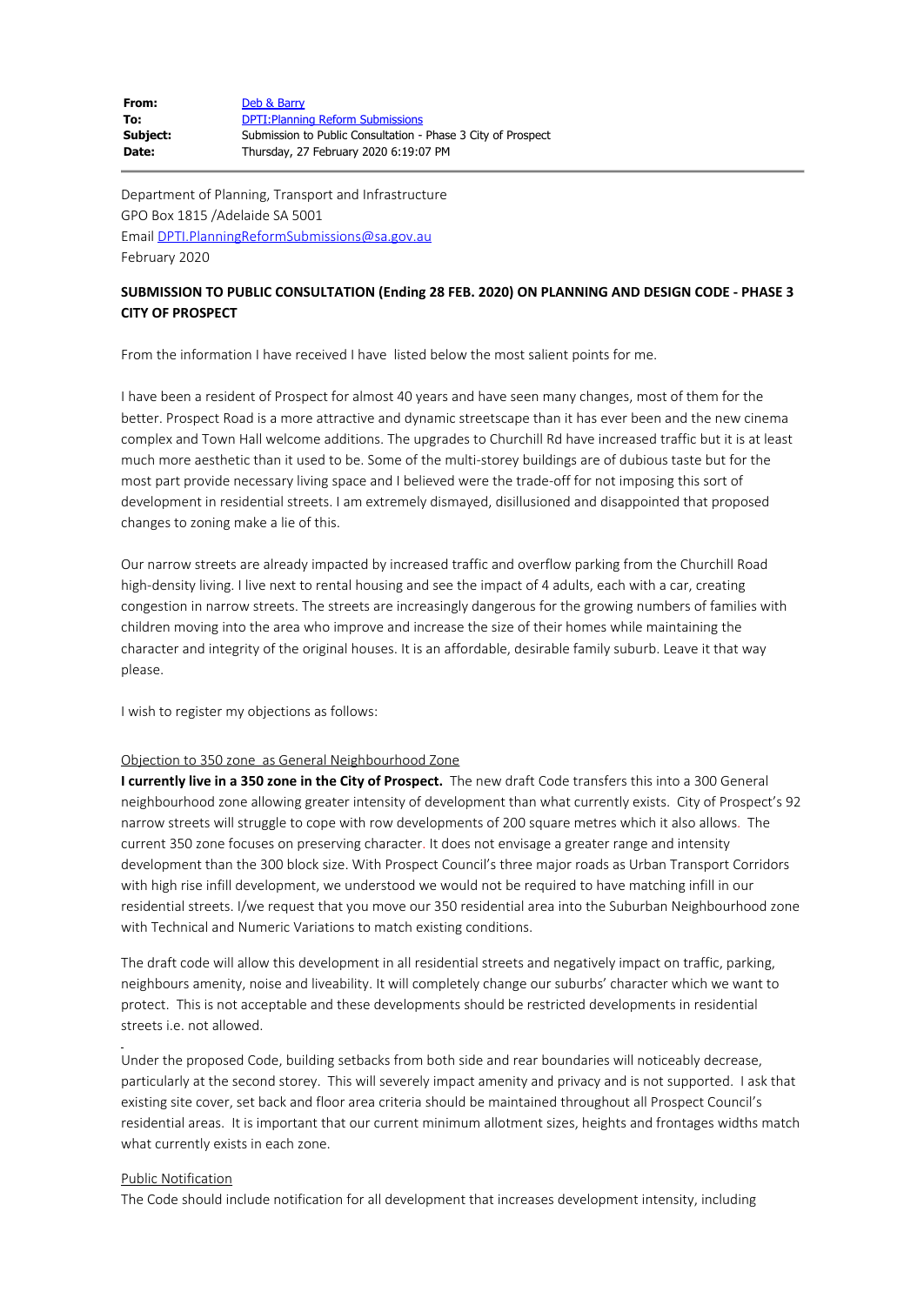| | |
|---|---|
| **From:** | Deb & Barry |
| **To:** | DPTI:Planning Reform Submissions |
| **Subject:** | Submission to Public Consultation - Phase 3 City of Prospect |
| **Date:** | Thursday, 27 February 2020 6:19:07 PM |

Department of Planning, Transport and Infrastructure
GPO Box 1815 /Adelaide SA 5001
Email DPTI.PlanningReformSubmissions@sa.gov.au
February 2020

**SUBMISSION TO PUBLIC CONSULTATION (Ending 28 FEB. 2020) ON PLANNING AND DESIGN CODE - PHASE 3 CITY OF PROSPECT**

From the information I have received I have listed below the most salient points for me.

I have been a resident of Prospect for almost 40 years and have seen many changes, most of them for the better. Prospect Road is a more attractive and dynamic streetscape than it has ever been and the new cinema complex and Town Hall welcome additions. The upgrades to Churchill Rd have increased traffic but it is at least much more aesthetic than it used to be. Some of the multi-storey buildings are of dubious taste but for the most part provide necessary living space and I believed were the trade-off for not imposing this sort of development in residential streets. I am extremely dismayed, disillusioned and disappointed that proposed changes to zoning make a lie of this.

Our narrow streets are already impacted by increased traffic and overflow parking from the Churchill Road high-density living. I live next to rental housing and see the impact of 4 adults, each with a car, creating congestion in narrow streets. The streets are increasingly dangerous for the growing numbers of families with children moving into the area who improve and increase the size of their homes while maintaining the character and integrity of the original houses. It is an affordable, desirable family suburb. Leave it that way please.

I wish to register my objections as follows:

Objection to 350 zone as General Neighbourhood Zone

**I currently live in a 350 zone in the City of Prospect.** The new draft Code transfers this into a 300 General neighbourhood zone allowing greater intensity of development than what currently exists. City of Prospect's 92 narrow streets will struggle to cope with row developments of 200 square metres which it also allows. The current 350 zone focuses on preserving character. It does not envisage a greater range and intensity development than the 300 block size. With Prospect Council's three major roads as Urban Transport Corridors with high rise infill development, we understood we would not be required to have matching infill in our residential streets. I/we request that you move our 350 residential area into the Suburban Neighbourhood zone with Technical and Numeric Variations to match existing conditions.

The draft code will allow this development in all residential streets and negatively impact on traffic, parking, neighbours amenity, noise and liveability. It will completely change our suburbs' character which we want to protect. This is not acceptable and these developments should be restricted developments in residential streets i.e. not allowed.

Under the proposed Code, building setbacks from both side and rear boundaries will noticeably decrease, particularly at the second storey. This will severely impact amenity and privacy and is not supported. I ask that existing site cover, set back and floor area criteria should be maintained throughout all Prospect Council's residential areas. It is important that our current minimum allotment sizes, heights and frontages widths match what currently exists in each zone.

Public Notification

The Code should include notification for all development that increases development intensity, including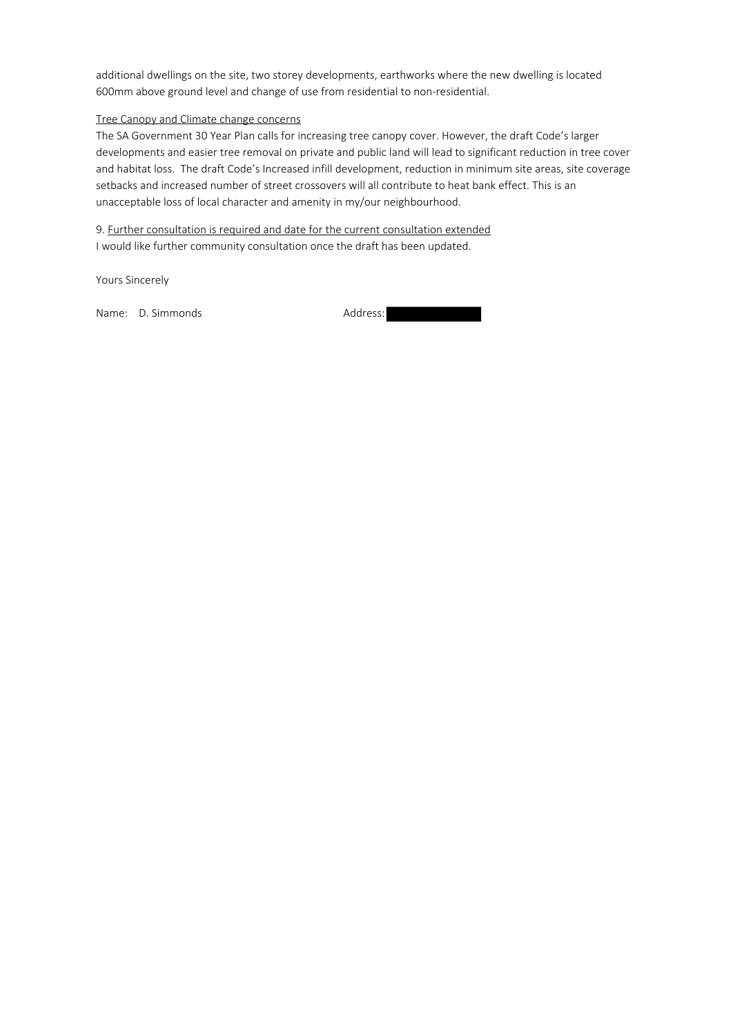additional dwellings on the site, two storey developments, earthworks where the new dwelling is located 600mm above ground level and change of use from residential to non-residential.

<u>Tree Canopy and Climate change concerns</u>

The SA Government 30 Year Plan calls for increasing tree canopy cover. However, the draft Code's larger developments and easier tree removal on private and public land will lead to significant reduction in tree cover and habitat loss. The draft Code's Increased infill development, reduction in minimum site areas, site coverage setbacks and increased number of street crossovers will all contribute to heat bank effect. This is an unacceptable loss of local character and amenity in my/our neighbourhood.

9. <u>Further consultation is required and date for the current consultation extended</u>

I would like further community consultation once the draft has been updated.

Yours Sincerely

Name: D. Simmonds Address: [REDACTED]